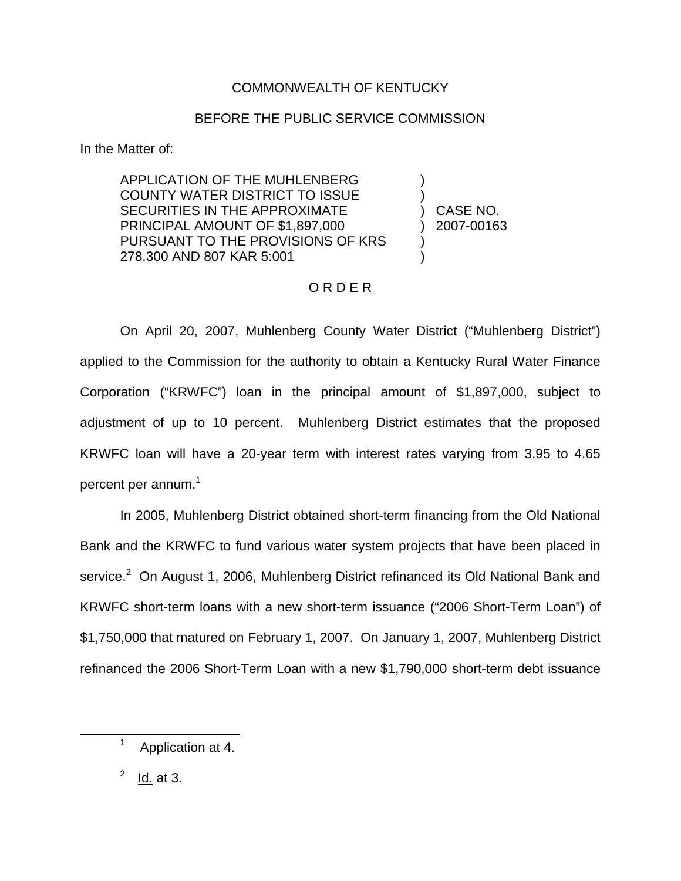COMMONWEALTH OF KENTUCKY

BEFORE THE PUBLIC SERVICE COMMISSION

In the Matter of:

| | | |
|---|---|---|
| APPLICATION OF THE MUHLENBERG COUNTY WATER DISTRICT TO ISSUE SECURITIES IN THE APPROXIMATE PRINCIPAL AMOUNT OF $1,897,000 PURSUANT TO THE PROVISIONS OF KRS 278.300 AND 807 KAR 5:001 | ) | CASE NO. 2007-00163 |

O R D E R

On April 20, 2007, Muhlenberg County Water District ("Muhlenberg District") applied to the Commission for the authority to obtain a Kentucky Rural Water Finance Corporation ("KRWFC") loan in the principal amount of $1,897,000, subject to adjustment of up to 10 percent. Muhlenberg District estimates that the proposed KRWFC loan will have a 20-year term with interest rates varying from 3.95 to 4.65 percent per annum.[1]

In 2005, Muhlenberg District obtained short-term financing from the Old National Bank and the KRWFC to fund various water system projects that have been placed in service.[2] On August 1, 2006, Muhlenberg District refinanced its Old National Bank and KRWFC short-term loans with a new short-term issuance ("2006 Short-Term Loan") of $1,750,000 that matured on February 1, 2007. On January 1, 2007, Muhlenberg District refinanced the 2006 Short-Term Loan with a new $1,790,000 short-term debt issuance

---

[1] Application at 4.

[2] Id. at 3.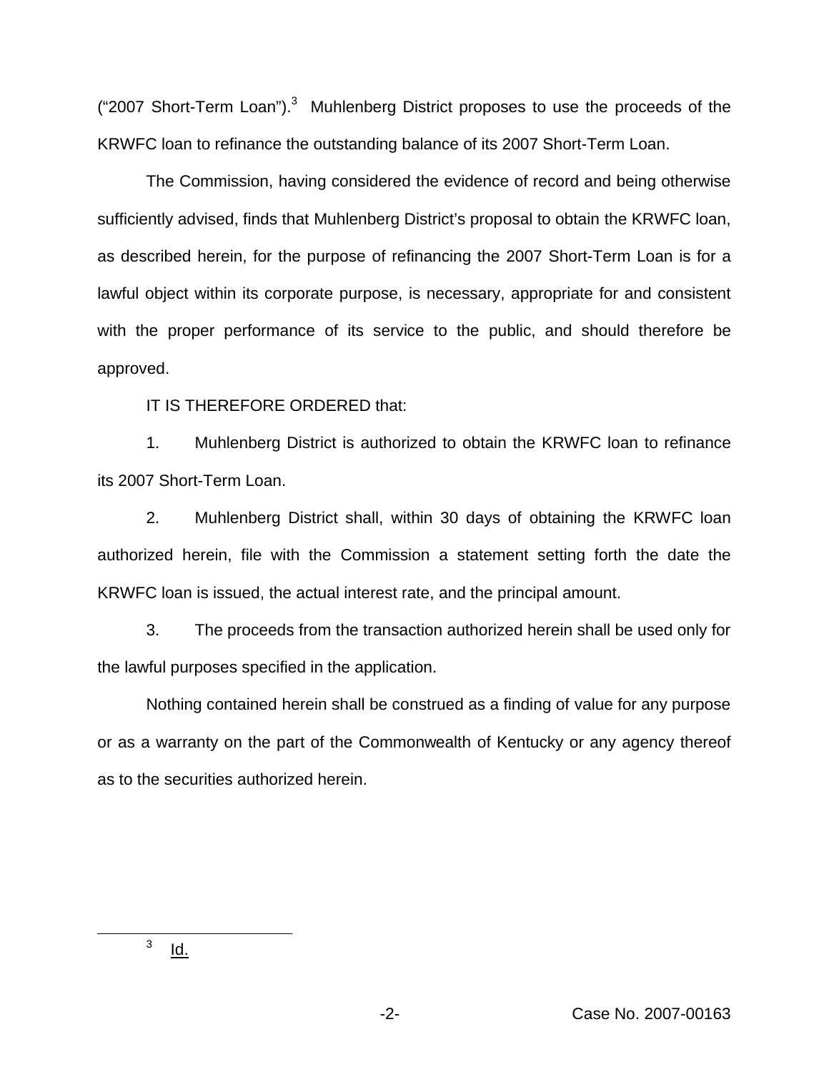("2007 Short-Term Loan").[3] Muhlenberg District proposes to use the proceeds of the KRWFC loan to refinance the outstanding balance of its 2007 Short-Term Loan.

The Commission, having considered the evidence of record and being otherwise sufficiently advised, finds that Muhlenberg District's proposal to obtain the KRWFC loan, as described herein, for the purpose of refinancing the 2007 Short-Term Loan is for a lawful object within its corporate purpose, is necessary, appropriate for and consistent with the proper performance of its service to the public, and should therefore be approved.

IT IS THEREFORE ORDERED that:

1. Muhlenberg District is authorized to obtain the KRWFC loan to refinance its 2007 Short-Term Loan.

2. Muhlenberg District shall, within 30 days of obtaining the KRWFC loan authorized herein, file with the Commission a statement setting forth the date the KRWFC loan is issued, the actual interest rate, and the principal amount.

3. The proceeds from the transaction authorized herein shall be used only for the lawful purposes specified in the application.

Nothing contained herein shall be construed as a finding of value for any purpose or as a warranty on the part of the Commonwealth of Kentucky or any agency thereof as to the securities authorized herein.

---

[3] Id.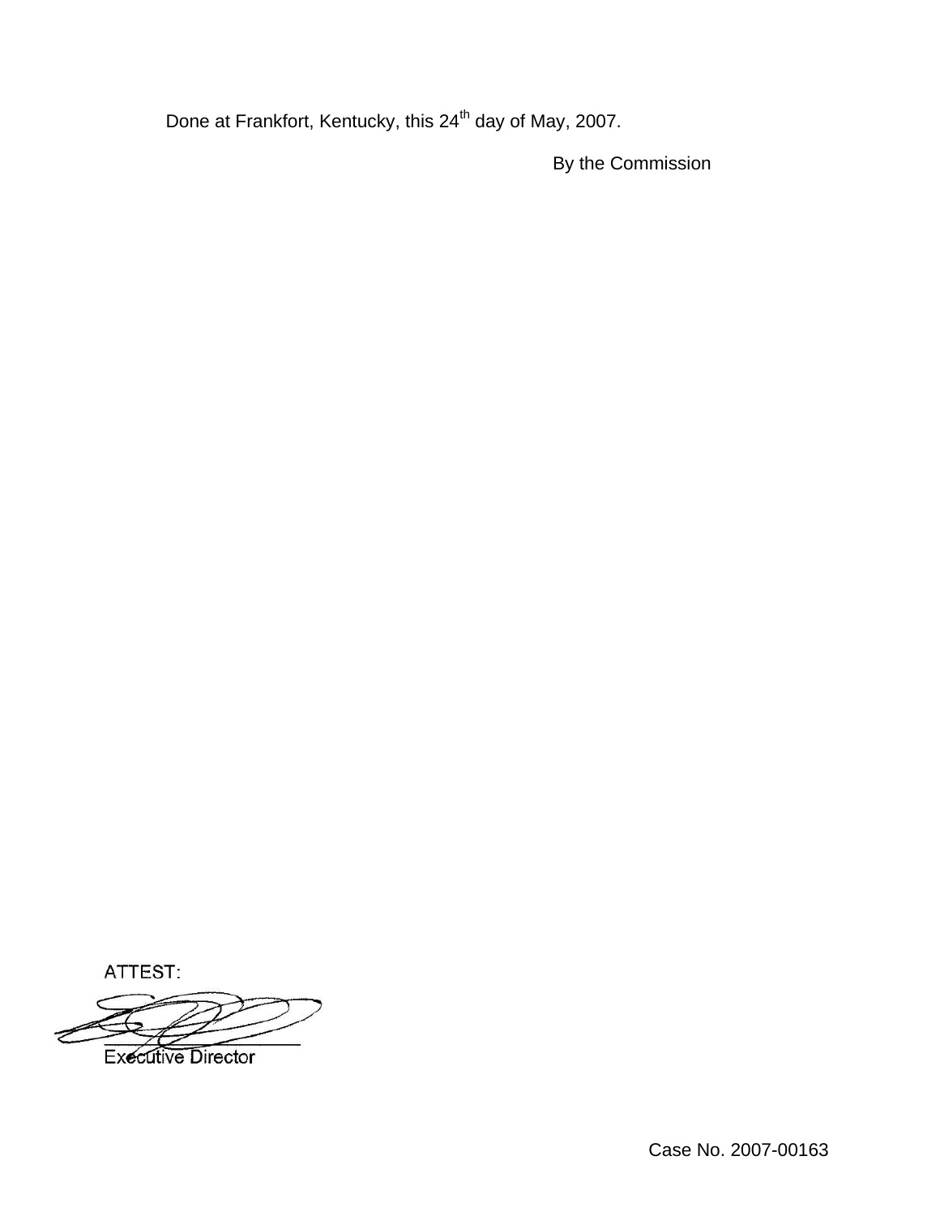Done at Frankfort, Kentucky, this 24th day of May, 2007.

By the Commission

ATTEST:

Executive Director

Case No. 2007-00163